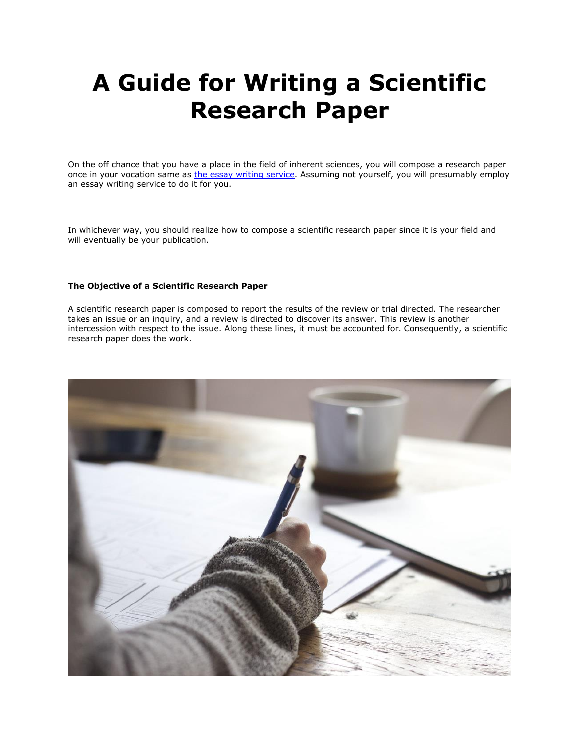# A Guide for Writing a Scientific Research Paper

On the off chance that you have a place in the field of inherent sciences, you will compose a research paper once in your vocation same as [the essay writing service](). Assuming not yourself, you will presumably employ an essay writing service to do it for you.

In whichever way, you should realize how to compose a scientific research paper since it is your field and will eventually be your publication.

**The Objective of a Scientific Research Paper**

A scientific research paper is composed to report the results of the review or trial directed. The researcher takes an issue or an inquiry, and a review is directed to discover its answer. This review is another intercession with respect to the issue. Along these lines, it must be accounted for. Consequently, a scientific research paper does the work.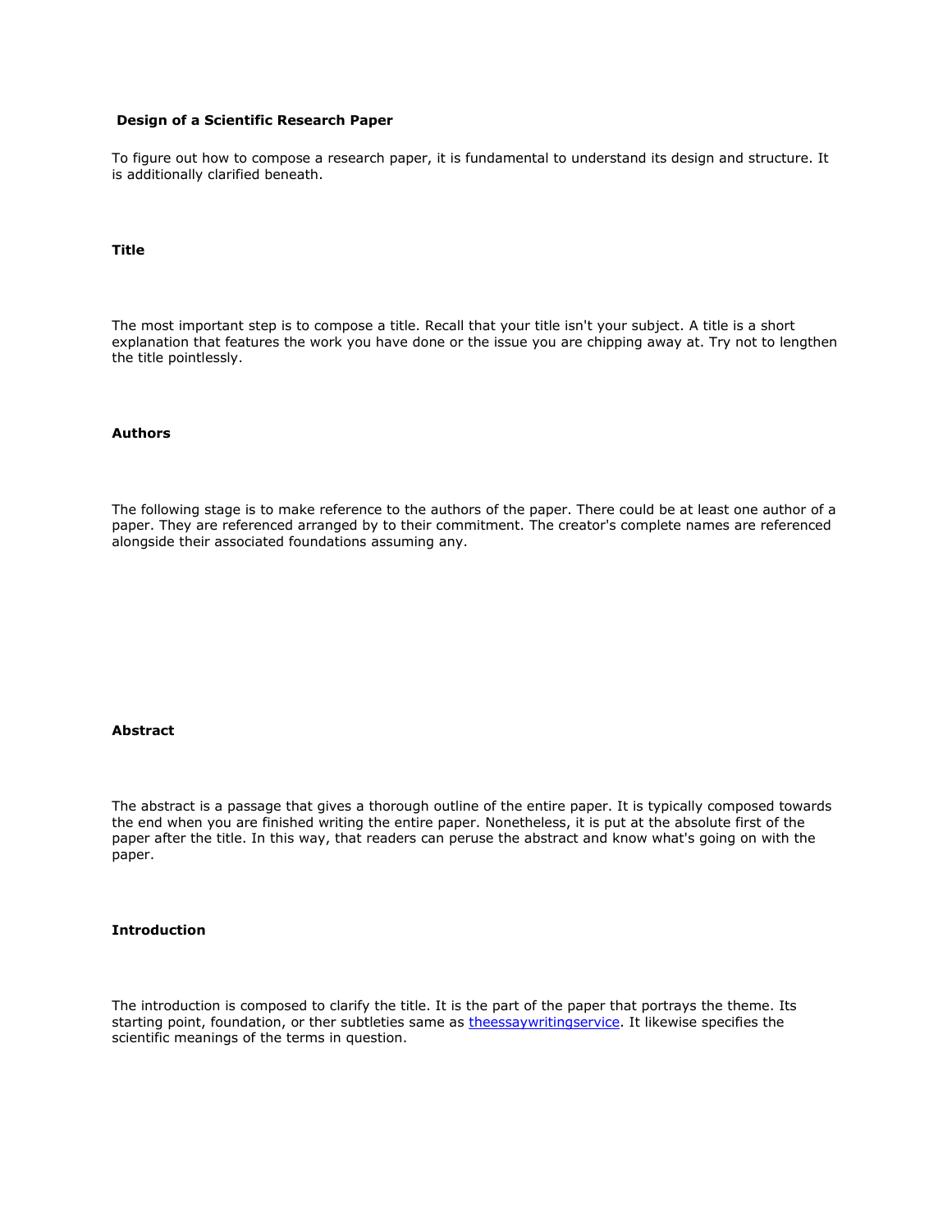## Design of a Scientific Research Paper

To figure out how to compose a research paper, it is fundamental to understand its design and structure. It is additionally clarified beneath.

### Title

The most important step is to compose a title. Recall that your title isn't your subject. A title is a short explanation that features the work you have done or the issue you are chipping away at. Try not to lengthen the title pointlessly.

### Authors

The following stage is to make reference to the authors of the paper. There could be at least one author of a paper. They are referenced arranged by to their commitment. The creator's complete names are referenced alongside their associated foundations assuming any.

### Abstract

The abstract is a passage that gives a thorough outline of the entire paper. It is typically composed towards the end when you are finished writing the entire paper. Nonetheless, it is put at the absolute first of the paper after the title. In this way, that readers can peruse the abstract and know what's going on with the paper.

### Introduction

The introduction is composed to clarify the title. It is the part of the paper that portrays the theme. Its starting point, foundation, or ther subtleties same as [theessaywritingservice](theessaywritingservice). It likewise specifies the scientific meanings of the terms in question.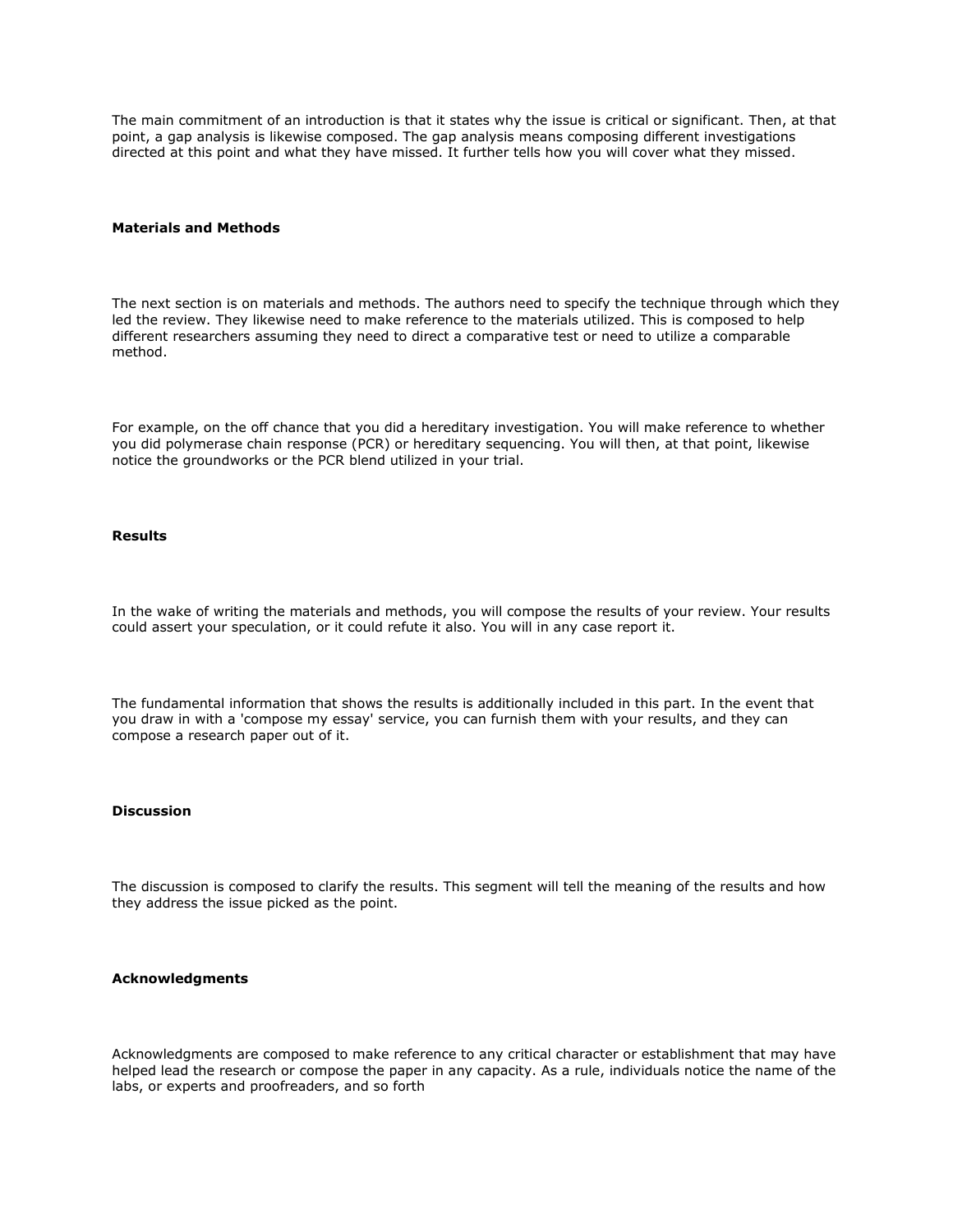The main commitment of an introduction is that it states why the issue is critical or significant. Then, at that point, a gap analysis is likewise composed. The gap analysis means composing different investigations directed at this point and what they have missed. It further tells how you will cover what they missed.

**Materials and Methods**

The next section is on materials and methods. The authors need to specify the technique through which they led the review. They likewise need to make reference to the materials utilized. This is composed to help different researchers assuming they need to direct a comparative test or need to utilize a comparable method.

For example, on the off chance that you did a hereditary investigation. You will make reference to whether you did polymerase chain response (PCR) or hereditary sequencing. You will then, at that point, likewise notice the groundworks or the PCR blend utilized in your trial.

**Results**

In the wake of writing the materials and methods, you will compose the results of your review. Your results could assert your speculation, or it could refute it also. You will in any case report it.

The fundamental information that shows the results is additionally included in this part. In the event that you draw in with a 'compose my essay' service, you can furnish them with your results, and they can compose a research paper out of it.

**Discussion**

The discussion is composed to clarify the results. This segment will tell the meaning of the results and how they address the issue picked as the point.

**Acknowledgments**

Acknowledgments are composed to make reference to any critical character or establishment that may have helped lead the research or compose the paper in any capacity. As a rule, individuals notice the name of the labs, or experts and proofreaders, and so forth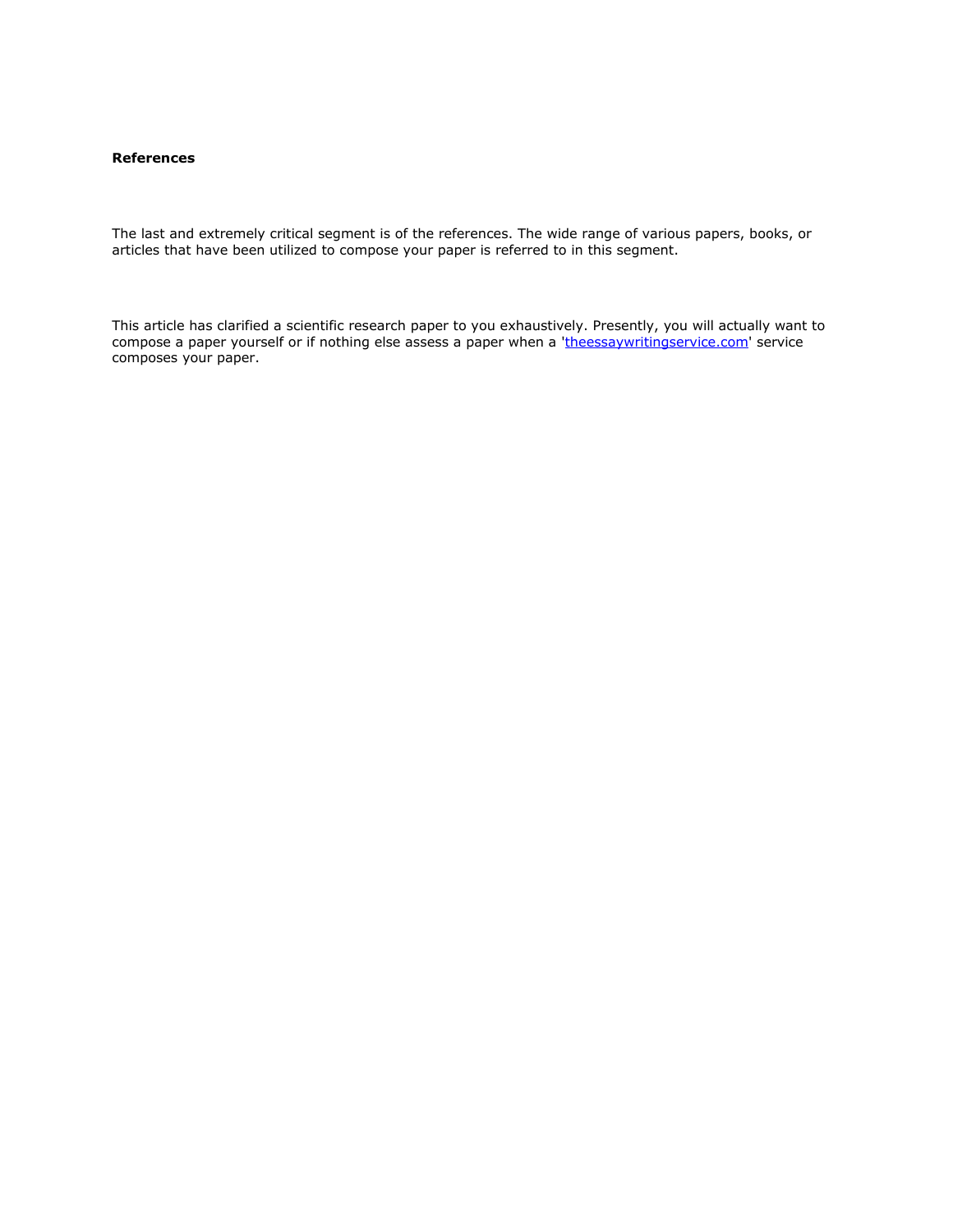**References**

The last and extremely critical segment is of the references. The wide range of various papers, books, or articles that have been utilized to compose your paper is referred to in this segment.

This article has clarified a scientific research paper to you exhaustively. Presently, you will actually want to compose a paper yourself or if nothing else assess a paper when a '[theessaywritingservice.com](theessaywritingservice.com)' service composes your paper.